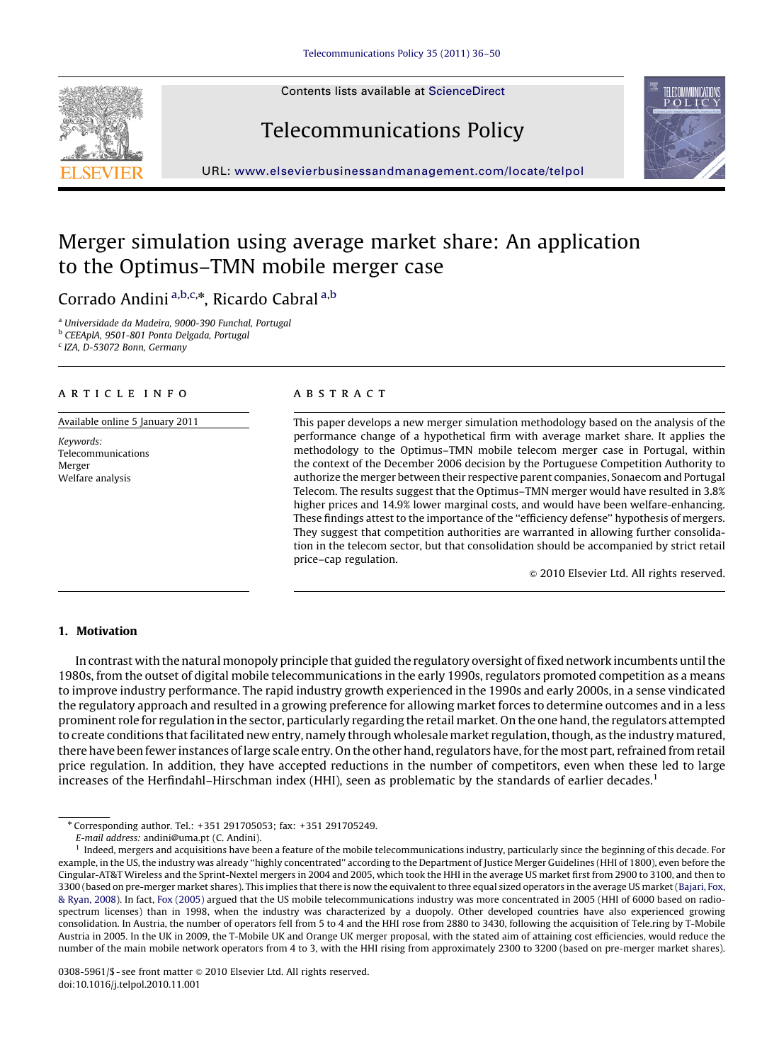Contents lists available at ScienceDirect

# Telecommunications Policy

URL: www.elsevierbusinessandmanagement.com/locate/telpol

# Merger simulation using average market share: An application to the Optimus–TMN mobile merger case

Corrado Andini [a,b,c,*], Ricardo Cabral [a,b]

[a] Universidade da Madeira, 9000-390 Funchal, Portugal
[b] CEEAplA, 9501-801 Ponta Delgada, Portugal
[c] IZA, D-53072 Bonn, Germany

## ARTICLE INFO

Available online 5 January 2011

*Keywords:*
Telecommunications
Merger
Welfare analysis

## ABSTRACT

This paper develops a new merger simulation methodology based on the analysis of the performance change of a hypothetical firm with average market share. It applies the methodology to the Optimus–TMN mobile telecom merger case in Portugal, within the context of the December 2006 decision by the Portuguese Competition Authority to authorize the merger between their respective parent companies, Sonaecom and Portugal Telecom. The results suggest that the Optimus–TMN merger would have resulted in 3.8% higher prices and 14.9% lower marginal costs, and would have been welfare-enhancing. These findings attest to the importance of the "efficiency defense" hypothesis of mergers. They suggest that competition authorities are warranted in allowing further consolidation in the telecom sector, but that consolidation should be accompanied by strict retail price–cap regulation.

© 2010 Elsevier Ltd. All rights reserved.

## 1. Motivation

In contrast with the natural monopoly principle that guided the regulatory oversight of fixed network incumbents until the 1980s, from the outset of digital mobile telecommunications in the early 1990s, regulators promoted competition as a means to improve industry performance. The rapid industry growth experienced in the 1990s and early 2000s, in a sense vindicated the regulatory approach and resulted in a growing preference for allowing market forces to determine outcomes and in a less prominent role for regulation in the sector, particularly regarding the retail market. On the one hand, the regulators attempted to create conditions that facilitated new entry, namely through wholesale market regulation, though, as the industry matured, there have been fewer instances of large scale entry. On the other hand, regulators have, for the most part, refrained from retail price regulation. In addition, they have accepted reductions in the number of competitors, even when these led to large increases of the Herfindahl–Hirschman index (HHI), seen as problematic by the standards of earlier decades.[1]

---

* Corresponding author. Tel.: +351 291705053; fax: +351 291705249.
*E-mail address:* andini@uma.pt (C. Andini).

[1] Indeed, mergers and acquisitions have been a feature of the mobile telecommunications industry, particularly since the beginning of this decade. For example, in the US, the industry was already "highly concentrated" according to the Department of Justice Merger Guidelines (HHI of 1800), even before the Cingular-AT&T Wireless and the Sprint-Nextel mergers in 2004 and 2005, which took the HHI in the average US market first from 2900 to 3100, and then to 3300 (based on pre-merger market shares). This implies that there is now the equivalent to three equal sized operators in the average US market (Bajari, Fox, & Ryan, 2008). In fact, Fox (2005) argued that the US mobile telecommunications industry was more concentrated in 2005 (HHI of 6000 based on radio-spectrum licenses) than in 1998, when the industry was characterized by a duopoly. Other developed countries have also experienced growing consolidation. In Austria, the number of operators fell from 5 to 4 and the HHI rose from 2880 to 3430, following the acquisition of Tele.ring by T-Mobile Austria in 2005. In the UK in 2009, the T-Mobile UK and Orange UK merger proposal, with the stated aim of attaining cost efficiencies, would reduce the number of the main mobile network operators from 4 to 3, with the HHI rising from approximately 2300 to 3200 (based on pre-merger market shares).

0308-5961/$ - see front matter © 2010 Elsevier Ltd. All rights reserved.
doi:10.1016/j.telpol.2010.11.001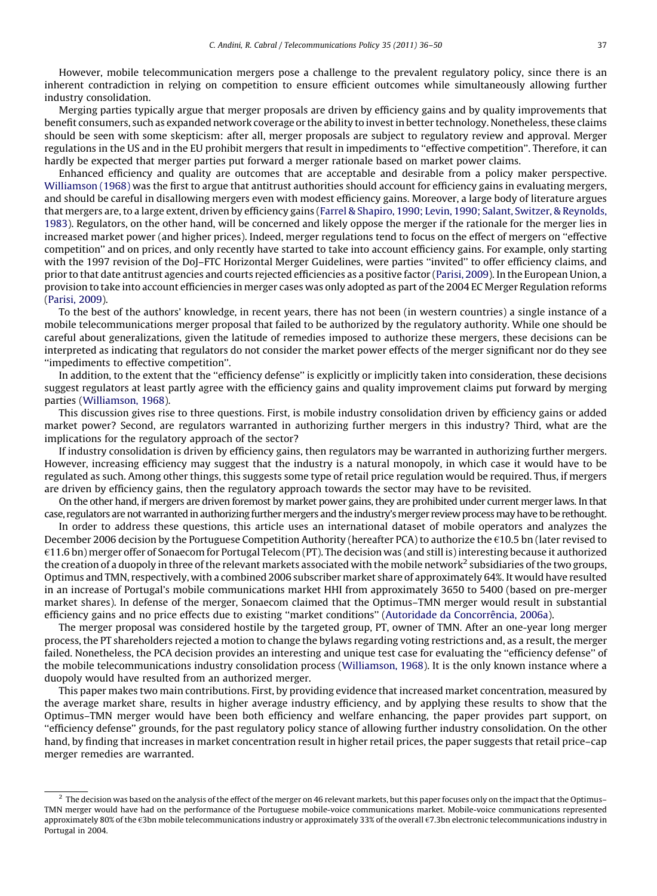However, mobile telecommunication mergers pose a challenge to the prevalent regulatory policy, since there is an inherent contradiction in relying on competition to ensure efficient outcomes while simultaneously allowing further industry consolidation.

Merging parties typically argue that merger proposals are driven by efficiency gains and by quality improvements that benefit consumers, such as expanded network coverage or the ability to invest in better technology. Nonetheless, these claims should be seen with some skepticism: after all, merger proposals are subject to regulatory review and approval. Merger regulations in the US and in the EU prohibit mergers that result in impediments to ''effective competition''. Therefore, it can hardly be expected that merger parties put forward a merger rationale based on market power claims.

Enhanced efficiency and quality are outcomes that are acceptable and desirable from a policy maker perspective. Williamson (1968) was the first to argue that antitrust authorities should account for efficiency gains in evaluating mergers, and should be careful in disallowing mergers even with modest efficiency gains. Moreover, a large body of literature argues that mergers are, to a large extent, driven by efficiency gains (Farrel & Shapiro, 1990; Levin, 1990; Salant, Switzer, & Reynolds, 1983). Regulators, on the other hand, will be concerned and likely oppose the merger if the rationale for the merger lies in increased market power (and higher prices). Indeed, merger regulations tend to focus on the effect of mergers on ''effective competition'' and on prices, and only recently have started to take into account efficiency gains. For example, only starting with the 1997 revision of the DoJ–FTC Horizontal Merger Guidelines, were parties ''invited'' to offer efficiency claims, and prior to that date antitrust agencies and courts rejected efficiencies as a positive factor (Parisi, 2009). In the European Union, a provision to take into account efficiencies in merger cases was only adopted as part of the 2004 EC Merger Regulation reforms (Parisi, 2009).

To the best of the authors' knowledge, in recent years, there has not been (in western countries) a single instance of a mobile telecommunications merger proposal that failed to be authorized by the regulatory authority. While one should be careful about generalizations, given the latitude of remedies imposed to authorize these mergers, these decisions can be interpreted as indicating that regulators do not consider the market power effects of the merger significant nor do they see ''impediments to effective competition''.

In addition, to the extent that the ''efficiency defense'' is explicitly or implicitly taken into consideration, these decisions suggest regulators at least partly agree with the efficiency gains and quality improvement claims put forward by merging parties (Williamson, 1968).

This discussion gives rise to three questions. First, is mobile industry consolidation driven by efficiency gains or added market power? Second, are regulators warranted in authorizing further mergers in this industry? Third, what are the implications for the regulatory approach of the sector?

If industry consolidation is driven by efficiency gains, then regulators may be warranted in authorizing further mergers. However, increasing efficiency may suggest that the industry is a natural monopoly, in which case it would have to be regulated as such. Among other things, this suggests some type of retail price regulation would be required. Thus, if mergers are driven by efficiency gains, then the regulatory approach towards the sector may have to be revisited.

On the other hand, if mergers are driven foremost by market power gains, they are prohibited under current merger laws. In that case, regulators are not warranted in authorizing further mergers and the industry's merger review process may have to be rethought.

In order to address these questions, this article uses an international dataset of mobile operators and analyzes the December 2006 decision by the Portuguese Competition Authority (hereafter PCA) to authorize the €10.5 bn (later revised to €11.6 bn) merger offer of Sonaecom for Portugal Telecom (PT). The decision was (and still is) interesting because it authorized the creation of a duopoly in three of the relevant markets associated with the mobile network[2] subsidiaries of the two groups, Optimus and TMN, respectively, with a combined 2006 subscriber market share of approximately 64%. It would have resulted in an increase of Portugal's mobile communications market HHI from approximately 3650 to 5400 (based on pre-merger market shares). In defense of the merger, Sonaecom claimed that the Optimus–TMN merger would result in substantial efficiency gains and no price effects due to existing ''market conditions'' (Autoridade da Concorrência, 2006a).

The merger proposal was considered hostile by the targeted group, PT, owner of TMN. After an one-year long merger process, the PT shareholders rejected a motion to change the bylaws regarding voting restrictions and, as a result, the merger failed. Nonetheless, the PCA decision provides an interesting and unique test case for evaluating the ''efficiency defense'' of the mobile telecommunications industry consolidation process (Williamson, 1968). It is the only known instance where a duopoly would have resulted from an authorized merger.

This paper makes two main contributions. First, by providing evidence that increased market concentration, measured by the average market share, results in higher average industry efficiency, and by applying these results to show that the Optimus–TMN merger would have been both efficiency and welfare enhancing, the paper provides part support, on ''efficiency defense'' grounds, for the past regulatory policy stance of allowing further industry consolidation. On the other hand, by finding that increases in market concentration result in higher retail prices, the paper suggests that retail price–cap merger remedies are warranted.

[2] The decision was based on the analysis of the effect of the merger on 46 relevant markets, but this paper focuses only on the impact that the Optimus–TMN merger would have had on the performance of the Portuguese mobile-voice communications market. Mobile-voice communications represented approximately 80% of the €3bn mobile telecommunications industry or approximately 33% of the overall €7.3bn electronic telecommunications industry in Portugal in 2004.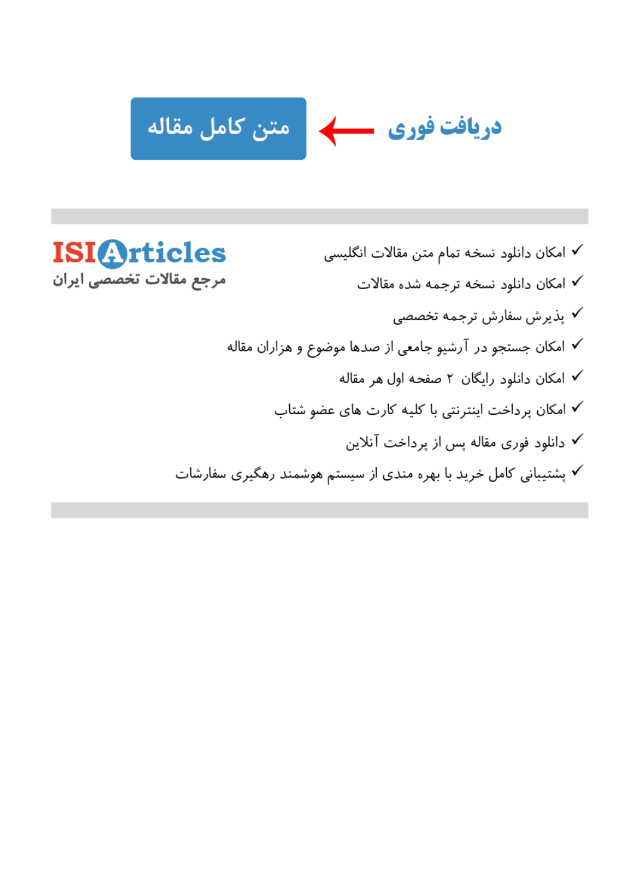دریافت فوری ← متن کامل مقاله

**ISIArticles**
مرجع مقالات تخصصی ایران

- ✓ امکان دانلود نسخه تمام متن مقالات انگلیسی
- ✓ امکان دانلود نسخه ترجمه شده مقالات
- ✓ پذیرش سفارش ترجمه تخصصی
- ✓ امکان جستجو در آرشیو جامعی از صدها موضوع و هزاران مقاله
- ✓ امکان دانلود رایگان ۲ صفحه اول هر مقاله
- ✓ امکان پرداخت اینترنتی با کلیه کارت های عضو شتاب
- ✓ دانلود فوری مقاله پس از پرداخت آنلاین
- ✓ پشتیبانی کامل خرید با بهره مندی از سیستم هوشمند رهگیری سفارشات